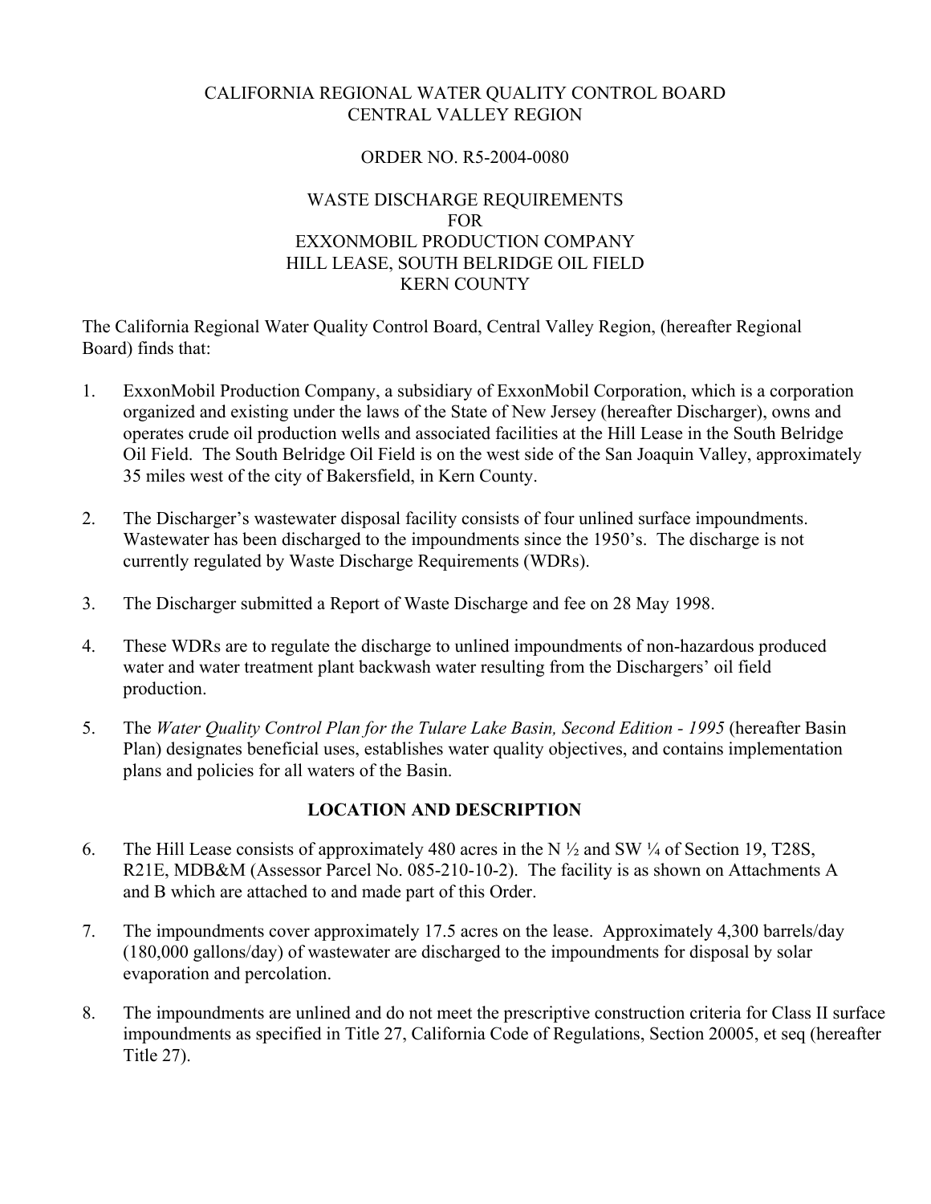CALIFORNIA REGIONAL WATER QUALITY CONTROL BOARD
CENTRAL VALLEY REGION

ORDER NO. R5-2004-0080

WASTE DISCHARGE REQUIREMENTS
FOR
EXXONMOBIL PRODUCTION COMPANY
HILL LEASE, SOUTH BELRIDGE OIL FIELD
KERN COUNTY

The California Regional Water Quality Control Board, Central Valley Region, (hereafter Regional Board) finds that:

1. ExxonMobil Production Company, a subsidiary of ExxonMobil Corporation, which is a corporation organized and existing under the laws of the State of New Jersey (hereafter Discharger), owns and operates crude oil production wells and associated facilities at the Hill Lease in the South Belridge Oil Field. The South Belridge Oil Field is on the west side of the San Joaquin Valley, approximately 35 miles west of the city of Bakersfield, in Kern County.

2. The Discharger's wastewater disposal facility consists of four unlined surface impoundments. Wastewater has been discharged to the impoundments since the 1950's. The discharge is not currently regulated by Waste Discharge Requirements (WDRs).

3. The Discharger submitted a Report of Waste Discharge and fee on 28 May 1998.

4. These WDRs are to regulate the discharge to unlined impoundments of non-hazardous produced water and water treatment plant backwash water resulting from the Dischargers' oil field production.

5. The *Water Quality Control Plan for the Tulare Lake Basin, Second Edition - 1995* (hereafter Basin Plan) designates beneficial uses, establishes water quality objectives, and contains implementation plans and policies for all waters of the Basin.

## LOCATION AND DESCRIPTION

6. The Hill Lease consists of approximately 480 acres in the N ½ and SW ¼ of Section 19, T28S, R21E, MDB&M (Assessor Parcel No. 085-210-10-2). The facility is as shown on Attachments A and B which are attached to and made part of this Order.

7. The impoundments cover approximately 17.5 acres on the lease. Approximately 4,300 barrels/day (180,000 gallons/day) of wastewater are discharged to the impoundments for disposal by solar evaporation and percolation.

8. The impoundments are unlined and do not meet the prescriptive construction criteria for Class II surface impoundments as specified in Title 27, California Code of Regulations, Section 20005, et seq (hereafter Title 27).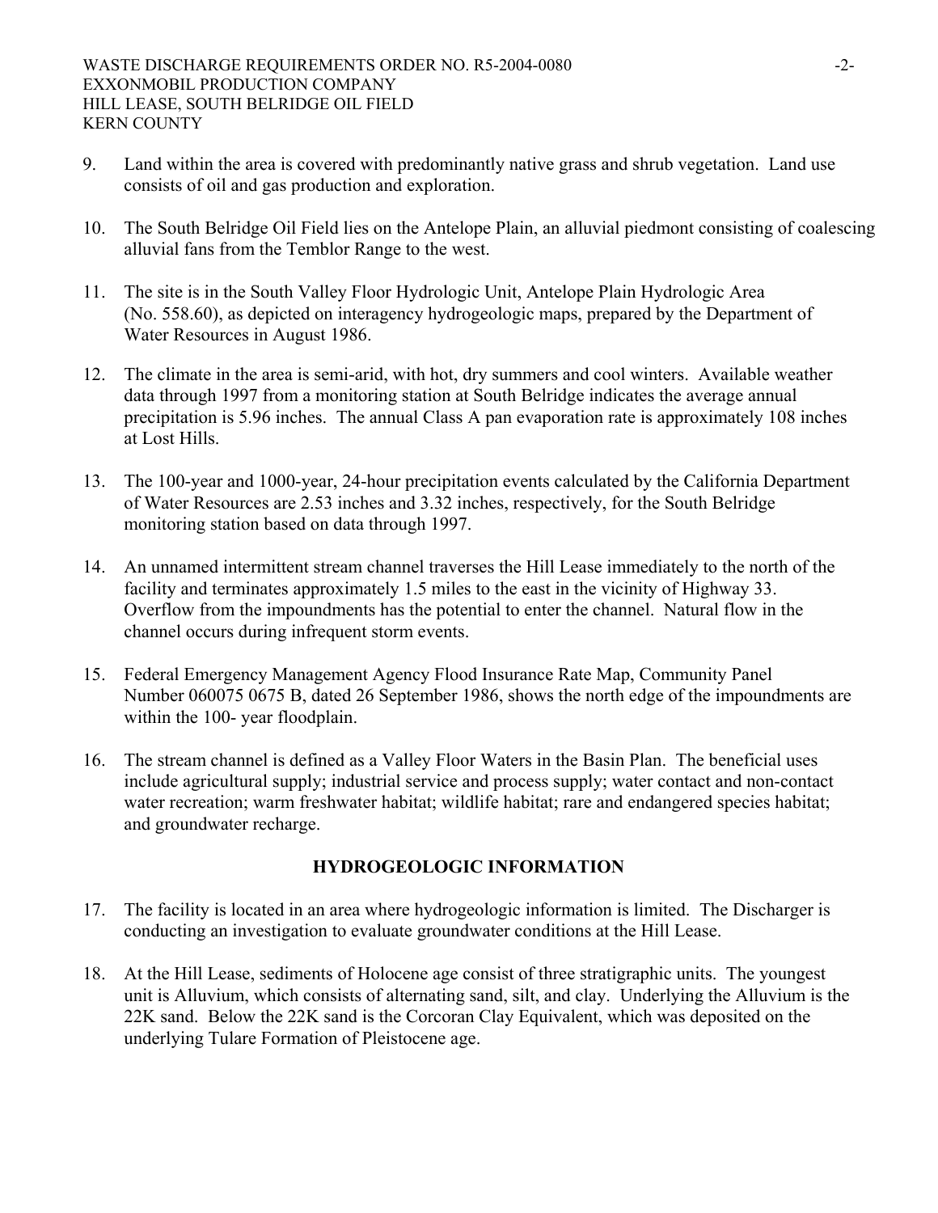9. Land within the area is covered with predominantly native grass and shrub vegetation. Land use consists of oil and gas production and exploration.

10. The South Belridge Oil Field lies on the Antelope Plain, an alluvial piedmont consisting of coalescing alluvial fans from the Temblor Range to the west.

11. The site is in the South Valley Floor Hydrologic Unit, Antelope Plain Hydrologic Area (No. 558.60), as depicted on interagency hydrogeologic maps, prepared by the Department of Water Resources in August 1986.

12. The climate in the area is semi-arid, with hot, dry summers and cool winters. Available weather data through 1997 from a monitoring station at South Belridge indicates the average annual precipitation is 5.96 inches. The annual Class A pan evaporation rate is approximately 108 inches at Lost Hills.

13. The 100-year and 1000-year, 24-hour precipitation events calculated by the California Department of Water Resources are 2.53 inches and 3.32 inches, respectively, for the South Belridge monitoring station based on data through 1997.

14. An unnamed intermittent stream channel traverses the Hill Lease immediately to the north of the facility and terminates approximately 1.5 miles to the east in the vicinity of Highway 33. Overflow from the impoundments has the potential to enter the channel. Natural flow in the channel occurs during infrequent storm events.

15. Federal Emergency Management Agency Flood Insurance Rate Map, Community Panel Number 060075 0675 B, dated 26 September 1986, shows the north edge of the impoundments are within the 100- year floodplain.

16. The stream channel is defined as a Valley Floor Waters in the Basin Plan. The beneficial uses include agricultural supply; industrial service and process supply; water contact and non-contact water recreation; warm freshwater habitat; wildlife habitat; rare and endangered species habitat; and groundwater recharge.

## HYDROGEOLOGIC INFORMATION

17. The facility is located in an area where hydrogeologic information is limited. The Discharger is conducting an investigation to evaluate groundwater conditions at the Hill Lease.

18. At the Hill Lease, sediments of Holocene age consist of three stratigraphic units. The youngest unit is Alluvium, which consists of alternating sand, silt, and clay. Underlying the Alluvium is the 22K sand. Below the 22K sand is the Corcoran Clay Equivalent, which was deposited on the underlying Tulare Formation of Pleistocene age.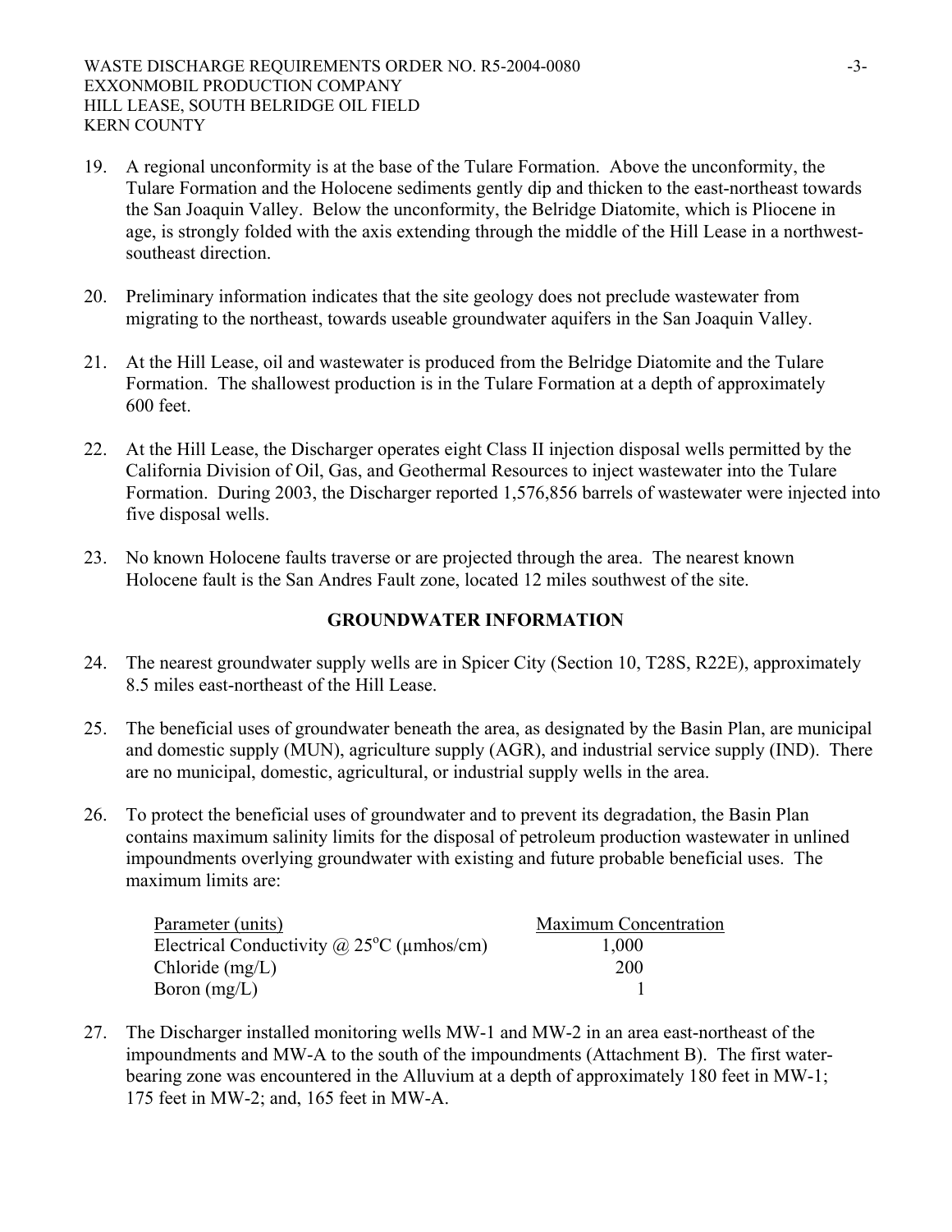19. A regional unconformity is at the base of the Tulare Formation. Above the unconformity, the Tulare Formation and the Holocene sediments gently dip and thicken to the east-northeast towards the San Joaquin Valley. Below the unconformity, the Belridge Diatomite, which is Pliocene in age, is strongly folded with the axis extending through the middle of the Hill Lease in a northwest-southeast direction.

20. Preliminary information indicates that the site geology does not preclude wastewater from migrating to the northeast, towards useable groundwater aquifers in the San Joaquin Valley.

21. At the Hill Lease, oil and wastewater is produced from the Belridge Diatomite and the Tulare Formation. The shallowest production is in the Tulare Formation at a depth of approximately 600 feet.

22. At the Hill Lease, the Discharger operates eight Class II injection disposal wells permitted by the California Division of Oil, Gas, and Geothermal Resources to inject wastewater into the Tulare Formation. During 2003, the Discharger reported 1,576,856 barrels of wastewater were injected into five disposal wells.

23. No known Holocene faults traverse or are projected through the area. The nearest known Holocene fault is the San Andres Fault zone, located 12 miles southwest of the site.

## GROUNDWATER INFORMATION

24. The nearest groundwater supply wells are in Spicer City (Section 10, T28S, R22E), approximately 8.5 miles east-northeast of the Hill Lease.

25. The beneficial uses of groundwater beneath the area, as designated by the Basin Plan, are municipal and domestic supply (MUN), agriculture supply (AGR), and industrial service supply (IND). There are no municipal, domestic, agricultural, or industrial supply wells in the area.

26. To protect the beneficial uses of groundwater and to prevent its degradation, the Basin Plan contains maximum salinity limits for the disposal of petroleum production wastewater in unlined impoundments overlying groundwater with existing and future probable beneficial uses. The maximum limits are:

| Parameter (units) | Maximum Concentration |
|---|---|
| Electrical Conductivity @ 25°C (µmhos/cm) | 1,000 |
| Chloride (mg/L) | 200 |
| Boron (mg/L) | 1 |

27. The Discharger installed monitoring wells MW-1 and MW-2 in an area east-northeast of the impoundments and MW-A to the south of the impoundments (Attachment B). The first water-bearing zone was encountered in the Alluvium at a depth of approximately 180 feet in MW-1; 175 feet in MW-2; and, 165 feet in MW-A.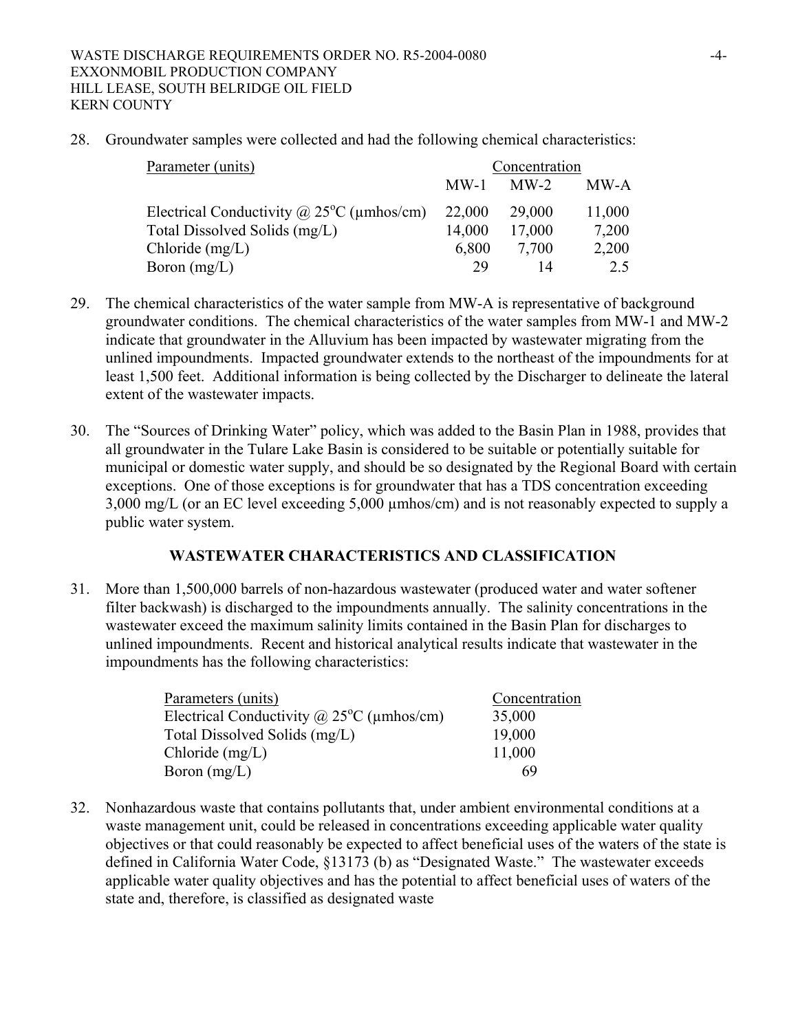28. Groundwater samples were collected and had the following chemical characteristics:

| Parameter (units) | Concentration | | |
|---|---|---|---|
| | MW-1 | MW-2 | MW-A |
| Electrical Conductivity @ 25°C (µmhos/cm) | 22,000 | 29,000 | 11,000 |
| Total Dissolved Solids (mg/L) | 14,000 | 17,000 | 7,200 |
| Chloride (mg/L) | 6,800 | 7,700 | 2,200 |
| Boron (mg/L) | 29 | 14 | 2.5 |

29. The chemical characteristics of the water sample from MW-A is representative of background groundwater conditions. The chemical characteristics of the water samples from MW-1 and MW-2 indicate that groundwater in the Alluvium has been impacted by wastewater migrating from the unlined impoundments. Impacted groundwater extends to the northeast of the impoundments for at least 1,500 feet. Additional information is being collected by the Discharger to delineate the lateral extent of the wastewater impacts.

30. The "Sources of Drinking Water" policy, which was added to the Basin Plan in 1988, provides that all groundwater in the Tulare Lake Basin is considered to be suitable or potentially suitable for municipal or domestic water supply, and should be so designated by the Regional Board with certain exceptions. One of those exceptions is for groundwater that has a TDS concentration exceeding 3,000 mg/L (or an EC level exceeding 5,000 µmhos/cm) and is not reasonably expected to supply a public water system.

## WASTEWATER CHARACTERISTICS AND CLASSIFICATION

31. More than 1,500,000 barrels of non-hazardous wastewater (produced water and water softener filter backwash) is discharged to the impoundments annually. The salinity concentrations in the wastewater exceed the maximum salinity limits contained in the Basin Plan for discharges to unlined impoundments. Recent and historical analytical results indicate that wastewater in the impoundments has the following characteristics:

| Parameters (units) | Concentration |
|---|---|
| Electrical Conductivity @ 25°C (µmhos/cm) | 35,000 |
| Total Dissolved Solids (mg/L) | 19,000 |
| Chloride (mg/L) | 11,000 |
| Boron (mg/L) | 69 |

32. Nonhazardous waste that contains pollutants that, under ambient environmental conditions at a waste management unit, could be released in concentrations exceeding applicable water quality objectives or that could reasonably be expected to affect beneficial uses of the waters of the state is defined in California Water Code, §13173 (b) as "Designated Waste." The wastewater exceeds applicable water quality objectives and has the potential to affect beneficial uses of waters of the state and, therefore, is classified as designated waste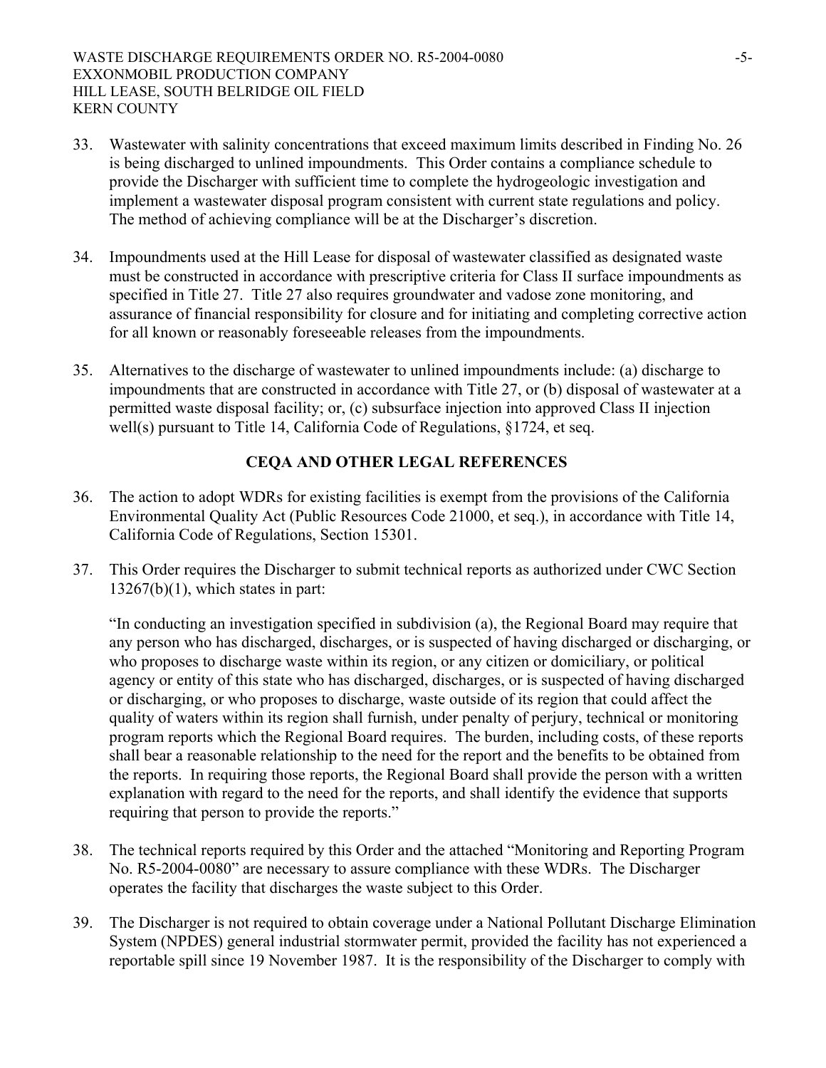33. Wastewater with salinity concentrations that exceed maximum limits described in Finding No. 26 is being discharged to unlined impoundments. This Order contains a compliance schedule to provide the Discharger with sufficient time to complete the hydrogeologic investigation and implement a wastewater disposal program consistent with current state regulations and policy. The method of achieving compliance will be at the Discharger's discretion.

34. Impoundments used at the Hill Lease for disposal of wastewater classified as designated waste must be constructed in accordance with prescriptive criteria for Class II surface impoundments as specified in Title 27. Title 27 also requires groundwater and vadose zone monitoring, and assurance of financial responsibility for closure and for initiating and completing corrective action for all known or reasonably foreseeable releases from the impoundments.

35. Alternatives to the discharge of wastewater to unlined impoundments include: (a) discharge to impoundments that are constructed in accordance with Title 27, or (b) disposal of wastewater at a permitted waste disposal facility; or, (c) subsurface injection into approved Class II injection well(s) pursuant to Title 14, California Code of Regulations, §1724, et seq.

## CEQA AND OTHER LEGAL REFERENCES

36. The action to adopt WDRs for existing facilities is exempt from the provisions of the California Environmental Quality Act (Public Resources Code 21000, et seq.), in accordance with Title 14, California Code of Regulations, Section 15301.

37. This Order requires the Discharger to submit technical reports as authorized under CWC Section 13267(b)(1), which states in part:

    "In conducting an investigation specified in subdivision (a), the Regional Board may require that any person who has discharged, discharges, or is suspected of having discharged or discharging, or who proposes to discharge waste within its region, or any citizen or domiciliary, or political agency or entity of this state who has discharged, discharges, or is suspected of having discharged or discharging, or who proposes to discharge, waste outside of its region that could affect the quality of waters within its region shall furnish, under penalty of perjury, technical or monitoring program reports which the Regional Board requires. The burden, including costs, of these reports shall bear a reasonable relationship to the need for the report and the benefits to be obtained from the reports. In requiring those reports, the Regional Board shall provide the person with a written explanation with regard to the need for the reports, and shall identify the evidence that supports requiring that person to provide the reports."

38. The technical reports required by this Order and the attached "Monitoring and Reporting Program No. R5-2004-0080" are necessary to assure compliance with these WDRs. The Discharger operates the facility that discharges the waste subject to this Order.

39. The Discharger is not required to obtain coverage under a National Pollutant Discharge Elimination System (NPDES) general industrial stormwater permit, provided the facility has not experienced a reportable spill since 19 November 1987. It is the responsibility of the Discharger to comply with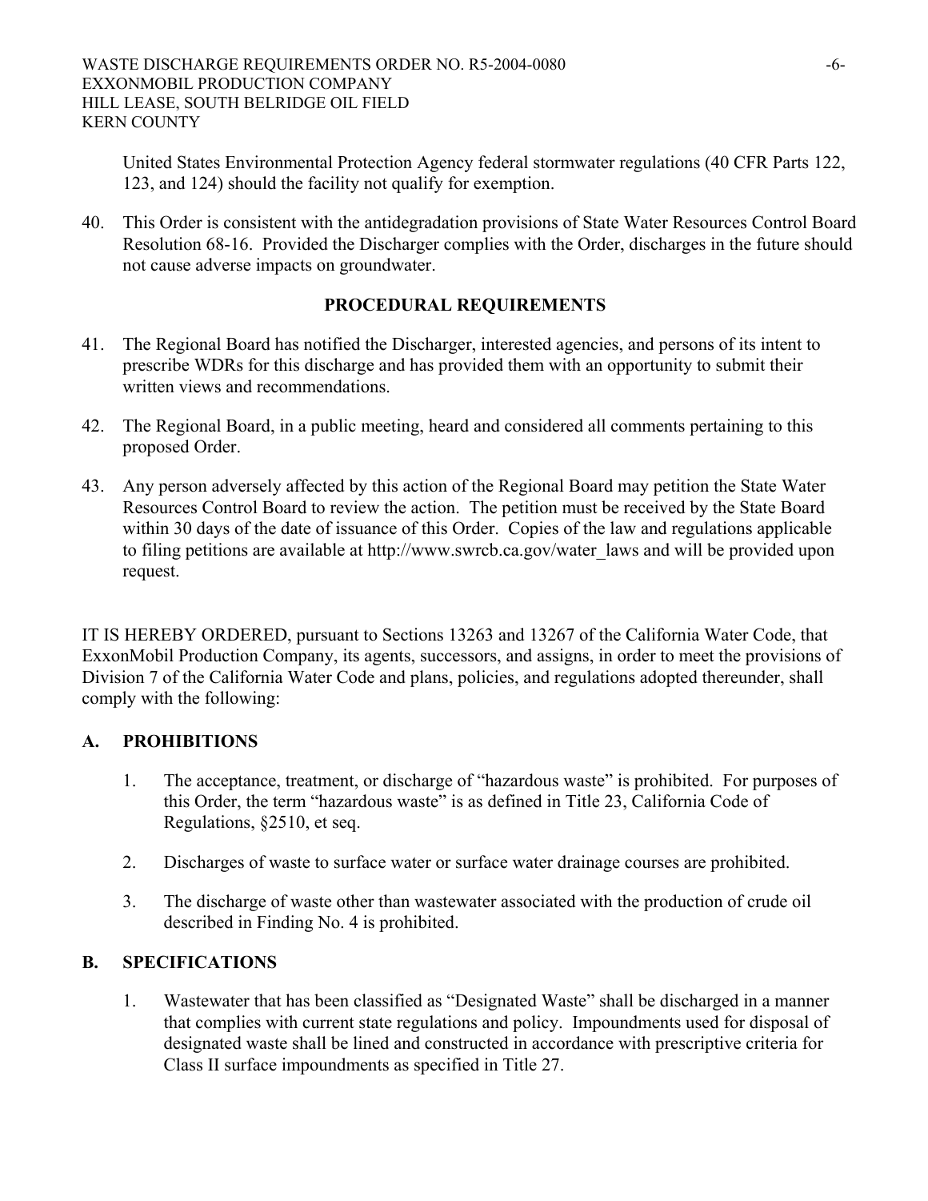United States Environmental Protection Agency federal stormwater regulations (40 CFR Parts 122, 123, and 124) should the facility not qualify for exemption.

40. This Order is consistent with the antidegradation provisions of State Water Resources Control Board Resolution 68-16. Provided the Discharger complies with the Order, discharges in the future should not cause adverse impacts on groundwater.

## PROCEDURAL REQUIREMENTS

41. The Regional Board has notified the Discharger, interested agencies, and persons of its intent to prescribe WDRs for this discharge and has provided them with an opportunity to submit their written views and recommendations.

42. The Regional Board, in a public meeting, heard and considered all comments pertaining to this proposed Order.

43. Any person adversely affected by this action of the Regional Board may petition the State Water Resources Control Board to review the action. The petition must be received by the State Board within 30 days of the date of issuance of this Order. Copies of the law and regulations applicable to filing petitions are available at http://www.swrcb.ca.gov/water_laws and will be provided upon request.

IT IS HEREBY ORDERED, pursuant to Sections 13263 and 13267 of the California Water Code, that ExxonMobil Production Company, its agents, successors, and assigns, in order to meet the provisions of Division 7 of the California Water Code and plans, policies, and regulations adopted thereunder, shall comply with the following:

## A. PROHIBITIONS

1. The acceptance, treatment, or discharge of "hazardous waste" is prohibited. For purposes of this Order, the term "hazardous waste" is as defined in Title 23, California Code of Regulations, §2510, et seq.

2. Discharges of waste to surface water or surface water drainage courses are prohibited.

3. The discharge of waste other than wastewater associated with the production of crude oil described in Finding No. 4 is prohibited.

## B. SPECIFICATIONS

1. Wastewater that has been classified as "Designated Waste" shall be discharged in a manner that complies with current state regulations and policy. Impoundments used for disposal of designated waste shall be lined and constructed in accordance with prescriptive criteria for Class II surface impoundments as specified in Title 27.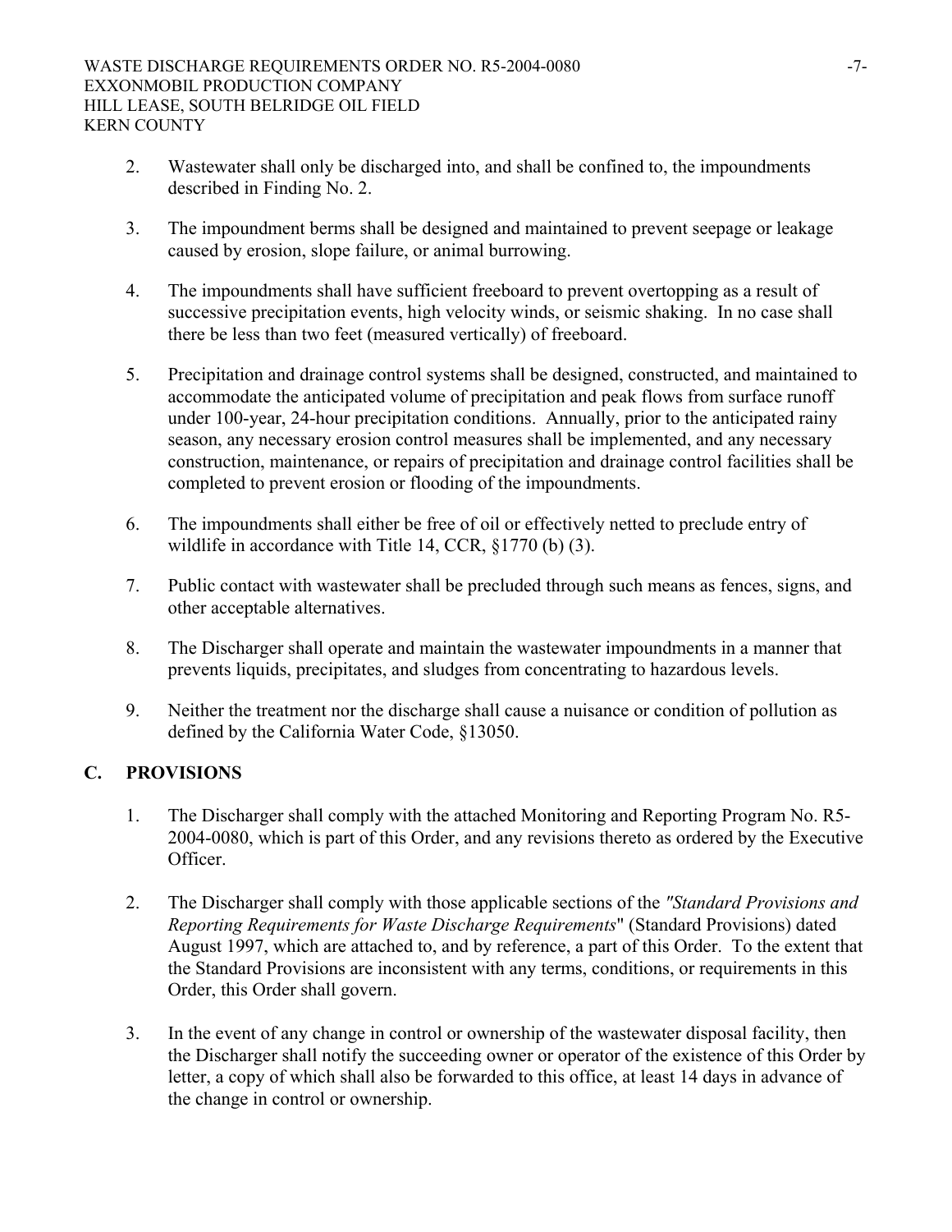2. Wastewater shall only be discharged into, and shall be confined to, the impoundments described in Finding No. 2.

3. The impoundment berms shall be designed and maintained to prevent seepage or leakage caused by erosion, slope failure, or animal burrowing.

4. The impoundments shall have sufficient freeboard to prevent overtopping as a result of successive precipitation events, high velocity winds, or seismic shaking. In no case shall there be less than two feet (measured vertically) of freeboard.

5. Precipitation and drainage control systems shall be designed, constructed, and maintained to accommodate the anticipated volume of precipitation and peak flows from surface runoff under 100-year, 24-hour precipitation conditions. Annually, prior to the anticipated rainy season, any necessary erosion control measures shall be implemented, and any necessary construction, maintenance, or repairs of precipitation and drainage control facilities shall be completed to prevent erosion or flooding of the impoundments.

6. The impoundments shall either be free of oil or effectively netted to preclude entry of wildlife in accordance with Title 14, CCR, §1770 (b) (3).

7. Public contact with wastewater shall be precluded through such means as fences, signs, and other acceptable alternatives.

8. The Discharger shall operate and maintain the wastewater impoundments in a manner that prevents liquids, precipitates, and sludges from concentrating to hazardous levels.

9. Neither the treatment nor the discharge shall cause a nuisance or condition of pollution as defined by the California Water Code, §13050.

## C. PROVISIONS

1. The Discharger shall comply with the attached Monitoring and Reporting Program No. R5-2004-0080, which is part of this Order, and any revisions thereto as ordered by the Executive Officer.

2. The Discharger shall comply with those applicable sections of the *"Standard Provisions and Reporting Requirements for Waste Discharge Requirements*" (Standard Provisions) dated August 1997, which are attached to, and by reference, a part of this Order. To the extent that the Standard Provisions are inconsistent with any terms, conditions, or requirements in this Order, this Order shall govern.

3. In the event of any change in control or ownership of the wastewater disposal facility, then the Discharger shall notify the succeeding owner or operator of the existence of this Order by letter, a copy of which shall also be forwarded to this office, at least 14 days in advance of the change in control or ownership.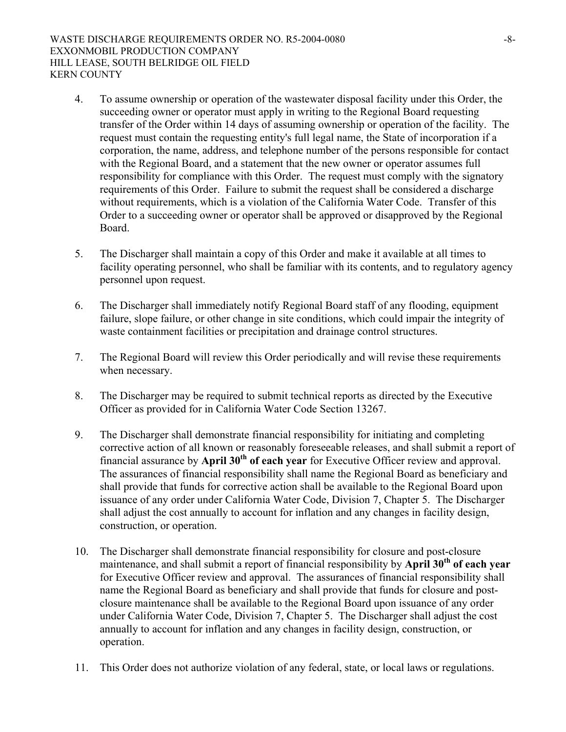4. To assume ownership or operation of the wastewater disposal facility under this Order, the succeeding owner or operator must apply in writing to the Regional Board requesting transfer of the Order within 14 days of assuming ownership or operation of the facility. The request must contain the requesting entity's full legal name, the State of incorporation if a corporation, the name, address, and telephone number of the persons responsible for contact with the Regional Board, and a statement that the new owner or operator assumes full responsibility for compliance with this Order. The request must comply with the signatory requirements of this Order. Failure to submit the request shall be considered a discharge without requirements, which is a violation of the California Water Code. Transfer of this Order to a succeeding owner or operator shall be approved or disapproved by the Regional Board.

5. The Discharger shall maintain a copy of this Order and make it available at all times to facility operating personnel, who shall be familiar with its contents, and to regulatory agency personnel upon request.

6. The Discharger shall immediately notify Regional Board staff of any flooding, equipment failure, slope failure, or other change in site conditions, which could impair the integrity of waste containment facilities or precipitation and drainage control structures.

7. The Regional Board will review this Order periodically and will revise these requirements when necessary.

8. The Discharger may be required to submit technical reports as directed by the Executive Officer as provided for in California Water Code Section 13267.

9. The Discharger shall demonstrate financial responsibility for initiating and completing corrective action of all known or reasonably foreseeable releases, and shall submit a report of financial assurance by **April 30th of each year** for Executive Officer review and approval. The assurances of financial responsibility shall name the Regional Board as beneficiary and shall provide that funds for corrective action shall be available to the Regional Board upon issuance of any order under California Water Code, Division 7, Chapter 5. The Discharger shall adjust the cost annually to account for inflation and any changes in facility design, construction, or operation.

10. The Discharger shall demonstrate financial responsibility for closure and post-closure maintenance, and shall submit a report of financial responsibility by **April 30th of each year** for Executive Officer review and approval. The assurances of financial responsibility shall name the Regional Board as beneficiary and shall provide that funds for closure and post-closure maintenance shall be available to the Regional Board upon issuance of any order under California Water Code, Division 7, Chapter 5. The Discharger shall adjust the cost annually to account for inflation and any changes in facility design, construction, or operation.

11. This Order does not authorize violation of any federal, state, or local laws or regulations.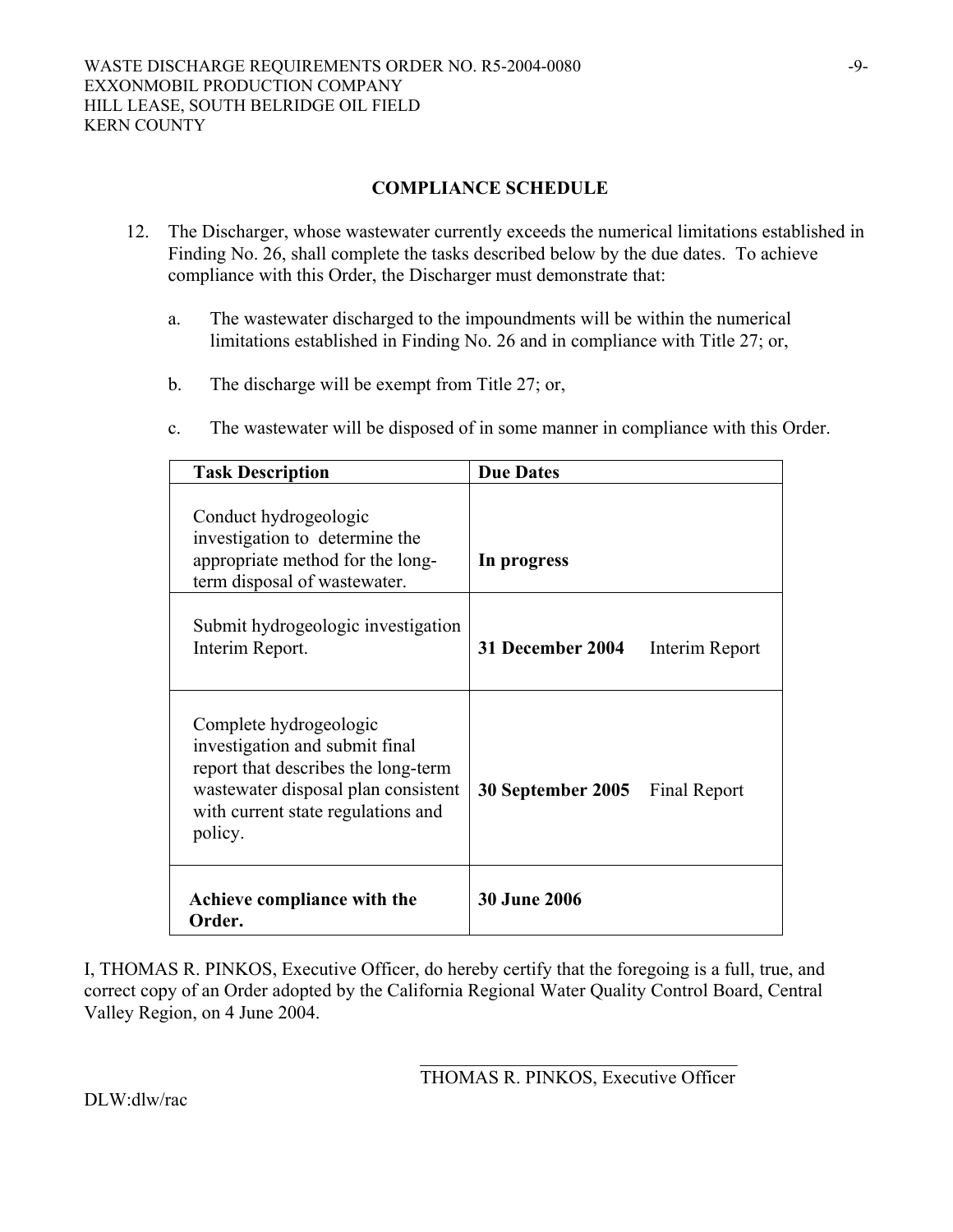## COMPLIANCE SCHEDULE

12. The Discharger, whose wastewater currently exceeds the numerical limitations established in Finding No. 26, shall complete the tasks described below by the due dates. To achieve compliance with this Order, the Discharger must demonstrate that:

    a. The wastewater discharged to the impoundments will be within the numerical limitations established in Finding No. 26 and in compliance with Title 27; or,

    b. The discharge will be exempt from Title 27; or,

    c. The wastewater will be disposed of in some manner in compliance with this Order.

| **Task Description** | **Due Dates** |
|---|---|
| Conduct hydrogeologic investigation to determine the appropriate method for the long-term disposal of wastewater. | **In progress** |
| Submit hydrogeologic investigation Interim Report. | **31 December 2004** Interim Report |
| Complete hydrogeologic investigation and submit final report that describes the long-term wastewater disposal plan consistent with current state regulations and policy. | **30 September 2005** Final Report |
| **Achieve compliance with the Order.** | **30 June 2006** |

I, THOMAS R. PINKOS, Executive Officer, do hereby certify that the foregoing is a full, true, and correct copy of an Order adopted by the California Regional Water Quality Control Board, Central Valley Region, on 4 June 2004.

THOMAS R. PINKOS, Executive Officer

DLW:dlw/rac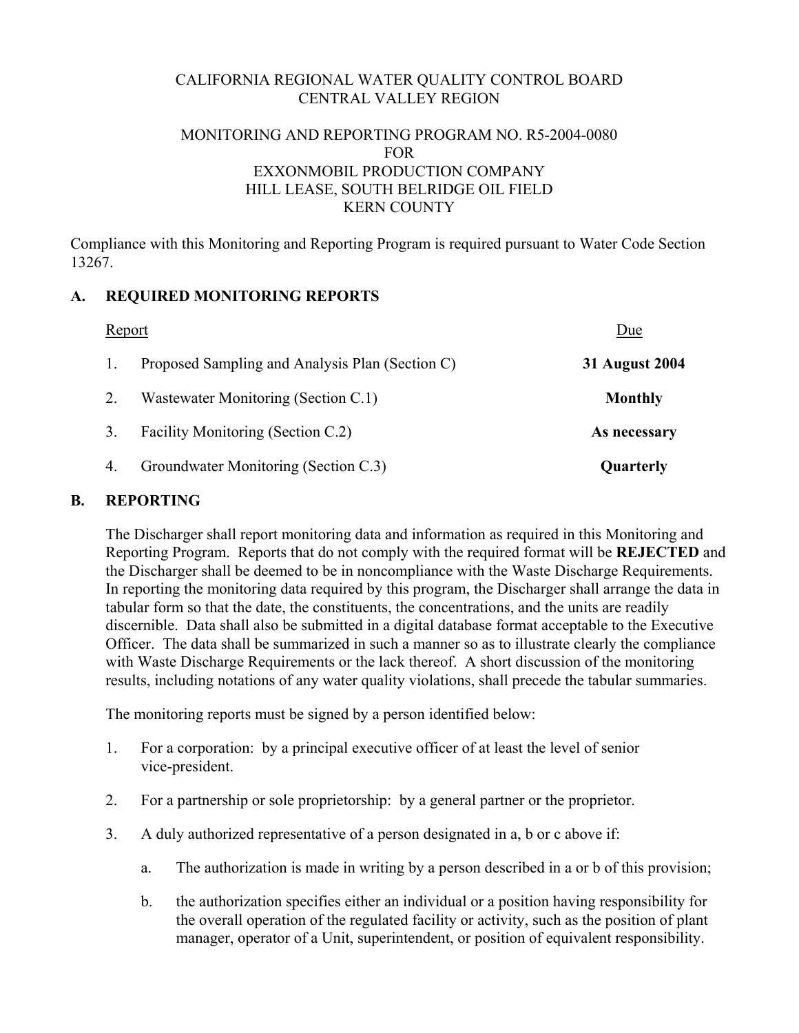CALIFORNIA REGIONAL WATER QUALITY CONTROL BOARD
CENTRAL VALLEY REGION

MONITORING AND REPORTING PROGRAM NO. R5-2004-0080
FOR
EXXONMOBIL PRODUCTION COMPANY
HILL LEASE, SOUTH BELRIDGE OIL FIELD
KERN COUNTY

Compliance with this Monitoring and Reporting Program is required pursuant to Water Code Section 13267.

## A. REQUIRED MONITORING REPORTS

| Report | | Due |
|---|---|---|
| 1. | Proposed Sampling and Analysis Plan (Section C) | **31 August 2004** |
| 2. | Wastewater Monitoring (Section C.1) | **Monthly** |
| 3. | Facility Monitoring (Section C.2) | **As necessary** |
| 4. | Groundwater Monitoring (Section C.3) | **Quarterly** |

## B. REPORTING

The Discharger shall report monitoring data and information as required in this Monitoring and Reporting Program. Reports that do not comply with the required format will be **REJECTED** and the Discharger shall be deemed to be in noncompliance with the Waste Discharge Requirements. In reporting the monitoring data required by this program, the Discharger shall arrange the data in tabular form so that the date, the constituents, the concentrations, and the units are readily discernible. Data shall also be submitted in a digital database format acceptable to the Executive Officer. The data shall be summarized in such a manner so as to illustrate clearly the compliance with Waste Discharge Requirements or the lack thereof. A short discussion of the monitoring results, including notations of any water quality violations, shall precede the tabular summaries.

The monitoring reports must be signed by a person identified below:

1. For a corporation: by a principal executive officer of at least the level of senior vice-president.
2. For a partnership or sole proprietorship: by a general partner or the proprietor.
3. A duly authorized representative of a person designated in a, b or c above if:
   a. The authorization is made in writing by a person described in a or b of this provision;
   b. the authorization specifies either an individual or a position having responsibility for the overall operation of the regulated facility or activity, such as the position of plant manager, operator of a Unit, superintendent, or position of equivalent responsibility.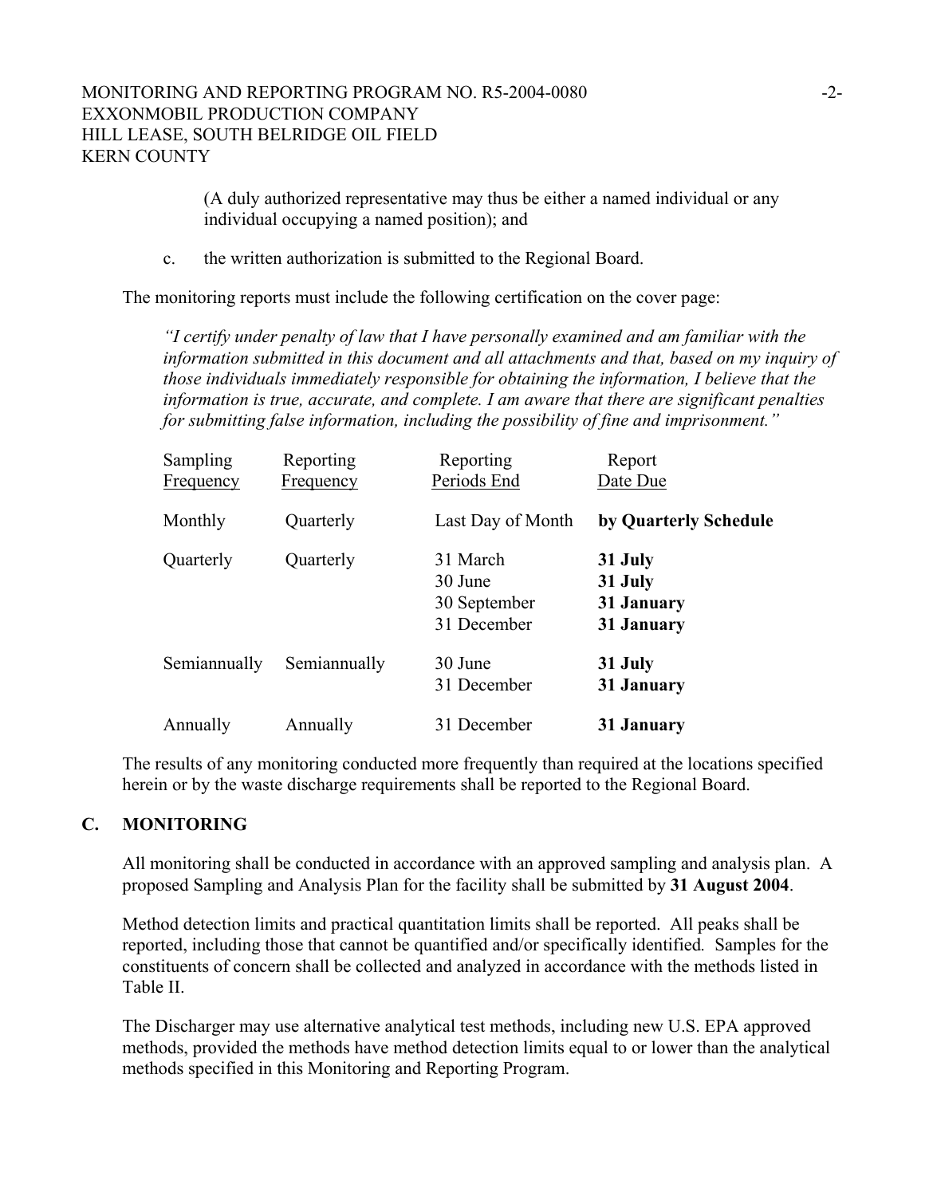(A duly authorized representative may thus be either a named individual or any individual occupying a named position); and

c. the written authorization is submitted to the Regional Board.

The monitoring reports must include the following certification on the cover page:

*"I certify under penalty of law that I have personally examined and am familiar with the information submitted in this document and all attachments and that, based on my inquiry of those individuals immediately responsible for obtaining the information, I believe that the information is true, accurate, and complete. I am aware that there are significant penalties for submitting false information, including the possibility of fine and imprisonment."*

| Sampling Frequency | Reporting Frequency | Reporting Periods End | Report Date Due |
|---|---|---|---|
| Monthly | Quarterly | Last Day of Month | **by Quarterly Schedule** |
| Quarterly | Quarterly | 31 March | **31 July** |
| | | 30 June | **31 July** |
| | | 30 September | **31 January** |
| | | 31 December | **31 January** |
| Semiannually | Semiannually | 30 June | **31 July** |
| | | 31 December | **31 January** |
| Annually | Annually | 31 December | **31 January** |

The results of any monitoring conducted more frequently than required at the locations specified herein or by the waste discharge requirements shall be reported to the Regional Board.

## C. MONITORING

All monitoring shall be conducted in accordance with an approved sampling and analysis plan. A proposed Sampling and Analysis Plan for the facility shall be submitted by **31 August 2004**.

Method detection limits and practical quantitation limits shall be reported. All peaks shall be reported, including those that cannot be quantified and/or specifically identified. Samples for the constituents of concern shall be collected and analyzed in accordance with the methods listed in Table II.

The Discharger may use alternative analytical test methods, including new U.S. EPA approved methods, provided the methods have method detection limits equal to or lower than the analytical methods specified in this Monitoring and Reporting Program.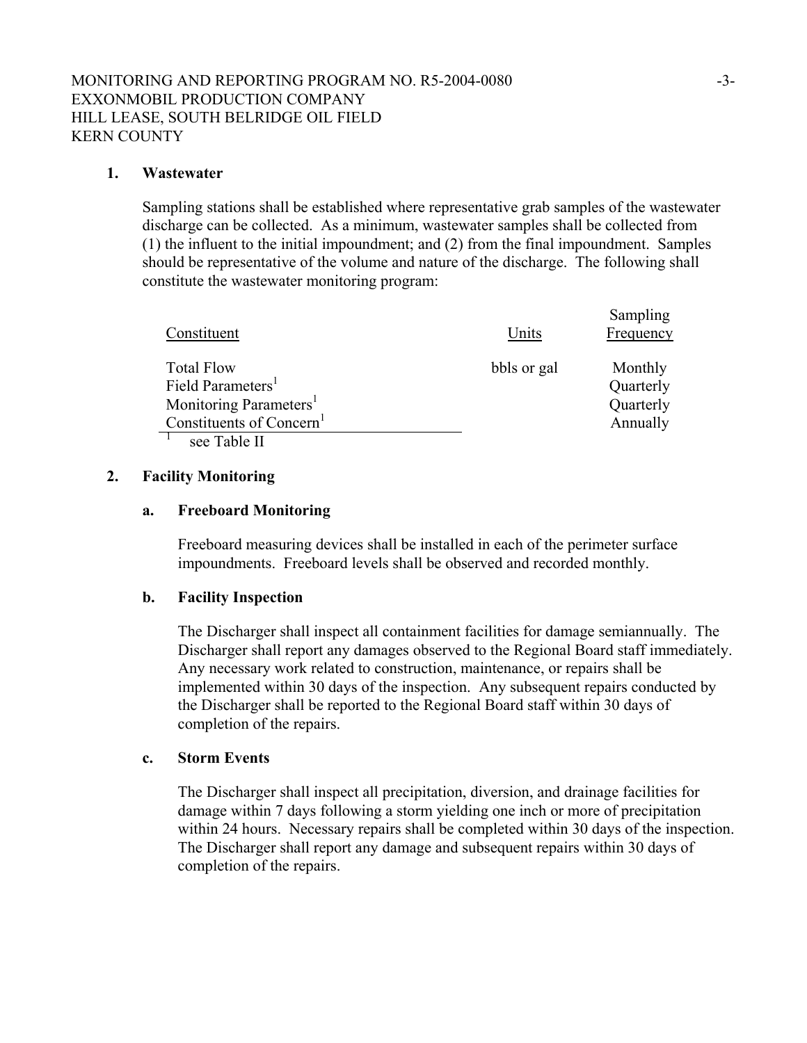### 1. Wastewater

Sampling stations shall be established where representative grab samples of the wastewater discharge can be collected. As a minimum, wastewater samples shall be collected from (1) the influent to the initial impoundment; and (2) from the final impoundment. Samples should be representative of the volume and nature of the discharge. The following shall constitute the wastewater monitoring program:

| Constituent | Units | Sampling Frequency |
|---|---|---|
| Total Flow | bbls or gal | Monthly |
| Field Parameters[1] | | Quarterly |
| Monitoring Parameters[1] | | Quarterly |
| Constituents of Concern[1] | | Annually |

[1] see Table II

### 2. Facility Monitoring

#### a. Freeboard Monitoring

Freeboard measuring devices shall be installed in each of the perimeter surface impoundments. Freeboard levels shall be observed and recorded monthly.

#### b. Facility Inspection

The Discharger shall inspect all containment facilities for damage semiannually. The Discharger shall report any damages observed to the Regional Board staff immediately. Any necessary work related to construction, maintenance, or repairs shall be implemented within 30 days of the inspection. Any subsequent repairs conducted by the Discharger shall be reported to the Regional Board staff within 30 days of completion of the repairs.

#### c. Storm Events

The Discharger shall inspect all precipitation, diversion, and drainage facilities for damage within 7 days following a storm yielding one inch or more of precipitation within 24 hours. Necessary repairs shall be completed within 30 days of the inspection. The Discharger shall report any damage and subsequent repairs within 30 days of completion of the repairs.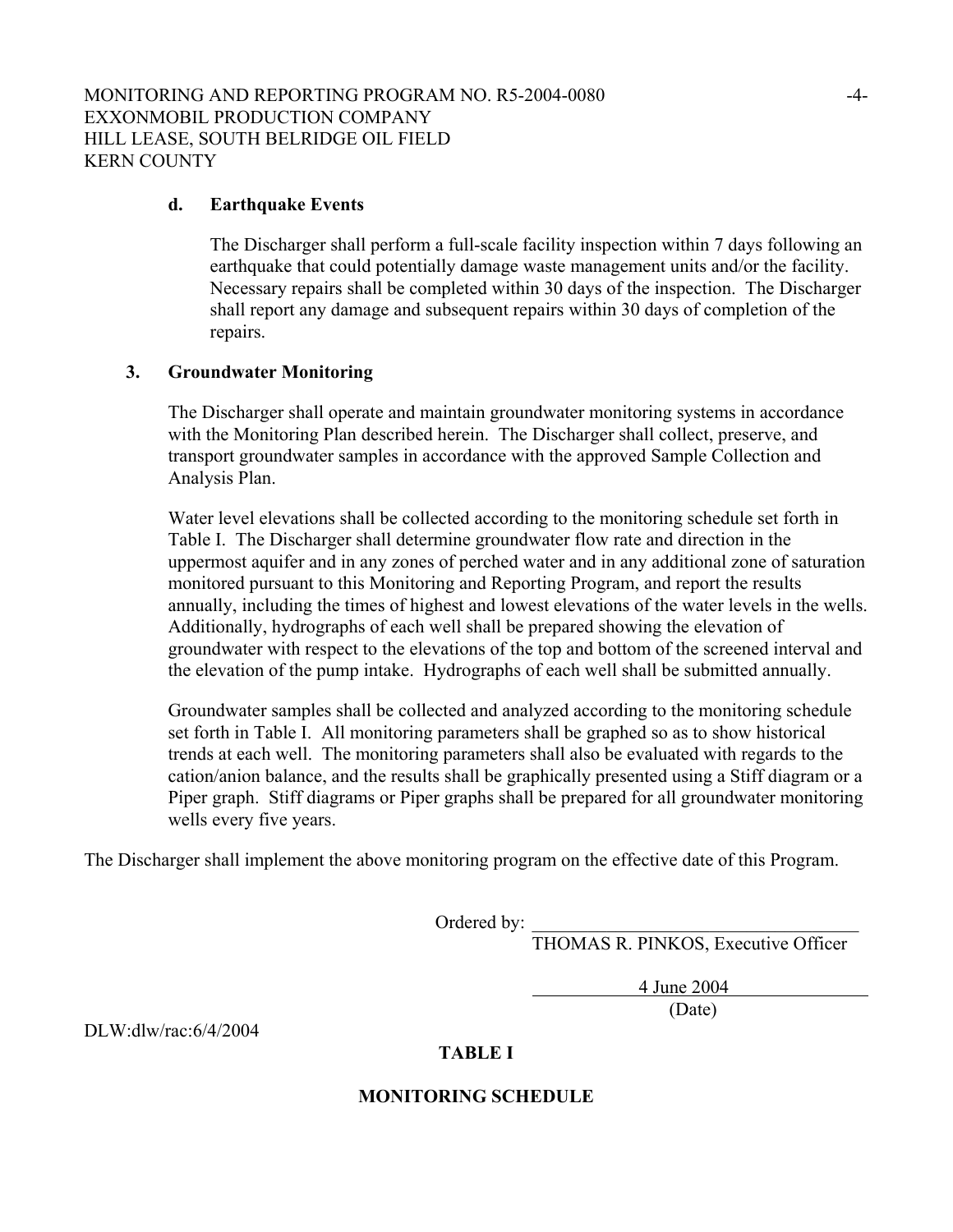#### d. Earthquake Events

The Discharger shall perform a full-scale facility inspection within 7 days following an earthquake that could potentially damage waste management units and/or the facility. Necessary repairs shall be completed within 30 days of the inspection. The Discharger shall report any damage and subsequent repairs within 30 days of completion of the repairs.

### 3. Groundwater Monitoring

The Discharger shall operate and maintain groundwater monitoring systems in accordance with the Monitoring Plan described herein. The Discharger shall collect, preserve, and transport groundwater samples in accordance with the approved Sample Collection and Analysis Plan.

Water level elevations shall be collected according to the monitoring schedule set forth in Table I. The Discharger shall determine groundwater flow rate and direction in the uppermost aquifer and in any zones of perched water and in any additional zone of saturation monitored pursuant to this Monitoring and Reporting Program, and report the results annually, including the times of highest and lowest elevations of the water levels in the wells. Additionally, hydrographs of each well shall be prepared showing the elevation of groundwater with respect to the elevations of the top and bottom of the screened interval and the elevation of the pump intake. Hydrographs of each well shall be submitted annually.

Groundwater samples shall be collected and analyzed according to the monitoring schedule set forth in Table I. All monitoring parameters shall be graphed so as to show historical trends at each well. The monitoring parameters shall also be evaluated with regards to the cation/anion balance, and the results shall be graphically presented using a Stiff diagram or a Piper graph. Stiff diagrams or Piper graphs shall be prepared for all groundwater monitoring wells every five years.

The Discharger shall implement the above monitoring program on the effective date of this Program.

Ordered by: ______________________________

THOMAS R. PINKOS, Executive Officer

4 June 2004

(Date)

DLW:dlw/rac:6/4/2004

**TABLE I**

**MONITORING SCHEDULE**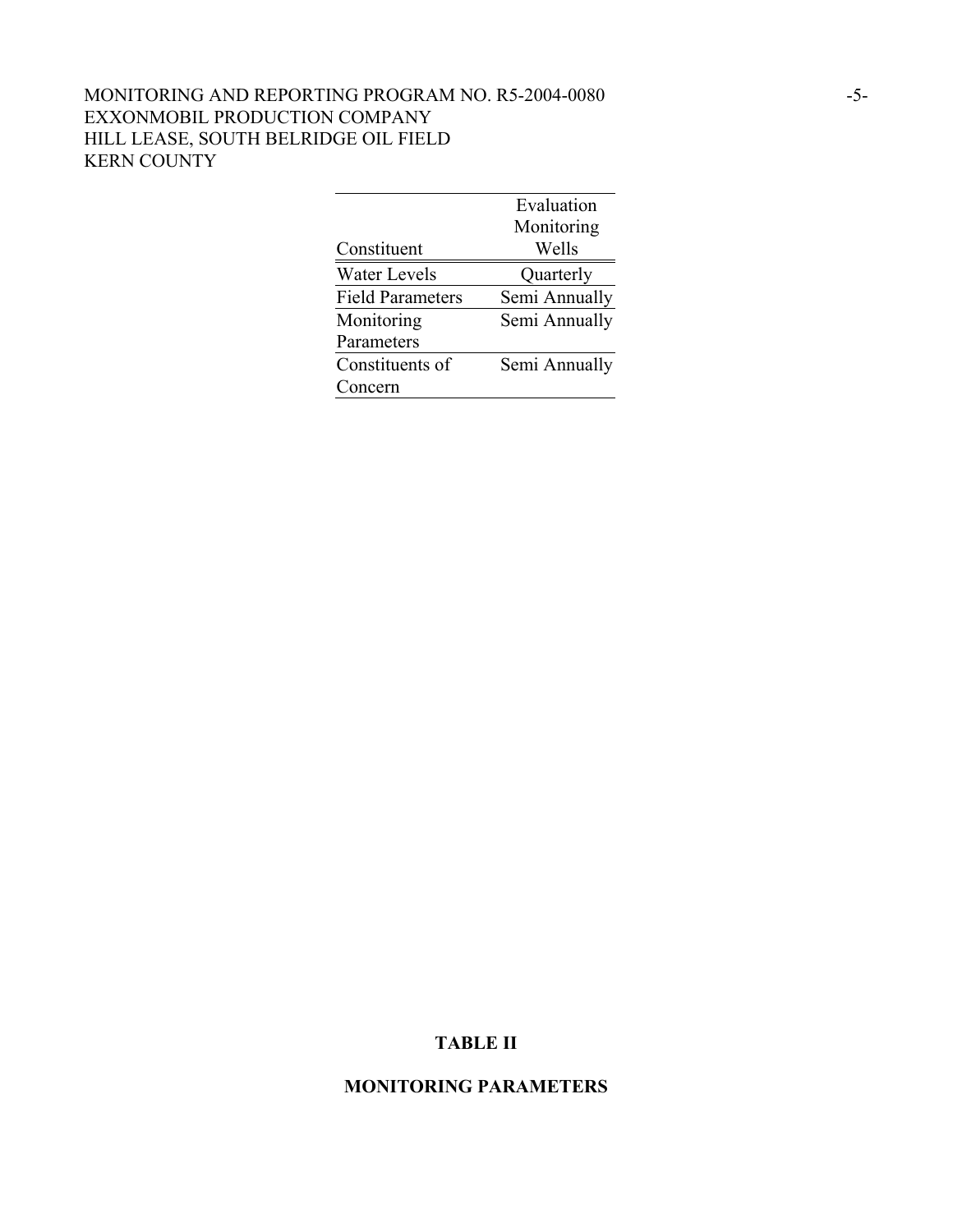| Constituent | Evaluation Monitoring Wells |
|---|---|
| Water Levels | Quarterly |
| Field Parameters | Semi Annually |
| Monitoring Parameters | Semi Annually |
| Constituents of Concern | Semi Annually |

**TABLE II**

**MONITORING PARAMETERS**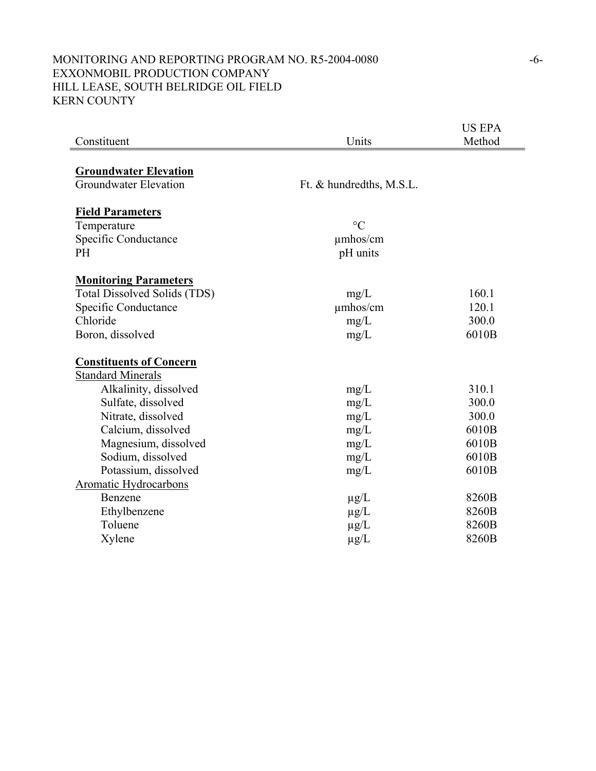| Constituent | Units | US EPA Method |
|---|---|---|
| **Groundwater Elevation** | | |
| Groundwater Elevation | Ft. & hundredths, M.S.L. | |
| **Field Parameters** | | |
| Temperature | °C | |
| Specific Conductance | µmhos/cm | |
| PH | pH units | |
| **Monitoring Parameters** | | |
| Total Dissolved Solids (TDS) | mg/L | 160.1 |
| Specific Conductance | µmhos/cm | 120.1 |
| Chloride | mg/L | 300.0 |
| Boron, dissolved | mg/L | 6010B |
| **Constituents of Concern** | | |
| Standard Minerals | | |
| Alkalinity, dissolved | mg/L | 310.1 |
| Sulfate, dissolved | mg/L | 300.0 |
| Nitrate, dissolved | mg/L | 300.0 |
| Calcium, dissolved | mg/L | 6010B |
| Magnesium, dissolved | mg/L | 6010B |
| Sodium, dissolved | mg/L | 6010B |
| Potassium, dissolved | mg/L | 6010B |
| Aromatic Hydrocarbons | | |
| Benzene | µg/L | 8260B |
| Ethylbenzene | µg/L | 8260B |
| Toluene | µg/L | 8260B |
| Xylene | µg/L | 8260B |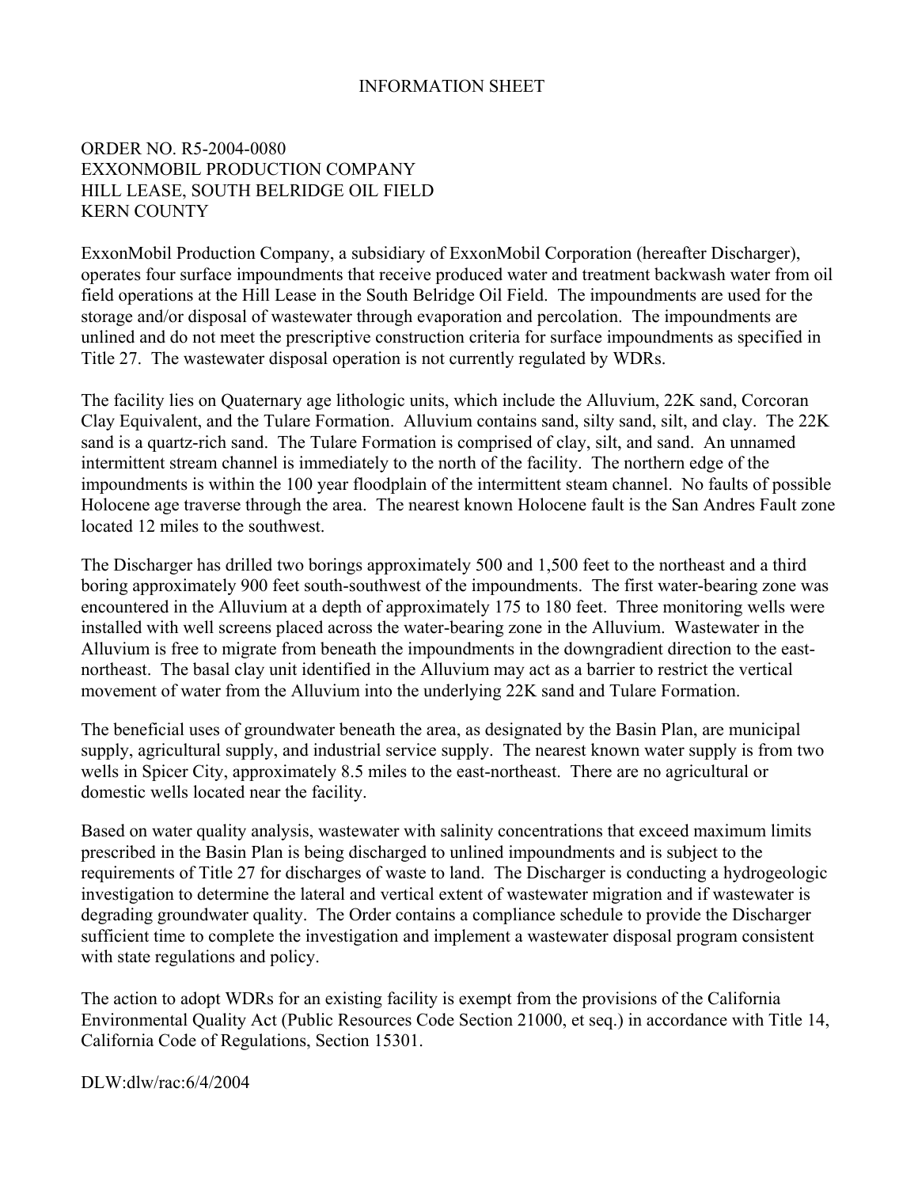# INFORMATION SHEET

ORDER NO. R5-2004-0080
EXXONMOBIL PRODUCTION COMPANY
HILL LEASE, SOUTH BELRIDGE OIL FIELD
KERN COUNTY

ExxonMobil Production Company, a subsidiary of ExxonMobil Corporation (hereafter Discharger), operates four surface impoundments that receive produced water and treatment backwash water from oil field operations at the Hill Lease in the South Belridge Oil Field. The impoundments are used for the storage and/or disposal of wastewater through evaporation and percolation. The impoundments are unlined and do not meet the prescriptive construction criteria for surface impoundments as specified in Title 27. The wastewater disposal operation is not currently regulated by WDRs.

The facility lies on Quaternary age lithologic units, which include the Alluvium, 22K sand, Corcoran Clay Equivalent, and the Tulare Formation. Alluvium contains sand, silty sand, silt, and clay. The 22K sand is a quartz-rich sand. The Tulare Formation is comprised of clay, silt, and sand. An unnamed intermittent stream channel is immediately to the north of the facility. The northern edge of the impoundments is within the 100 year floodplain of the intermittent steam channel. No faults of possible Holocene age traverse through the area. The nearest known Holocene fault is the San Andres Fault zone located 12 miles to the southwest.

The Discharger has drilled two borings approximately 500 and 1,500 feet to the northeast and a third boring approximately 900 feet south-southwest of the impoundments. The first water-bearing zone was encountered in the Alluvium at a depth of approximately 175 to 180 feet. Three monitoring wells were installed with well screens placed across the water-bearing zone in the Alluvium. Wastewater in the Alluvium is free to migrate from beneath the impoundments in the downgradient direction to the east-northeast. The basal clay unit identified in the Alluvium may act as a barrier to restrict the vertical movement of water from the Alluvium into the underlying 22K sand and Tulare Formation.

The beneficial uses of groundwater beneath the area, as designated by the Basin Plan, are municipal supply, agricultural supply, and industrial service supply. The nearest known water supply is from two wells in Spicer City, approximately 8.5 miles to the east-northeast. There are no agricultural or domestic wells located near the facility.

Based on water quality analysis, wastewater with salinity concentrations that exceed maximum limits prescribed in the Basin Plan is being discharged to unlined impoundments and is subject to the requirements of Title 27 for discharges of waste to land. The Discharger is conducting a hydrogeologic investigation to determine the lateral and vertical extent of wastewater migration and if wastewater is degrading groundwater quality. The Order contains a compliance schedule to provide the Discharger sufficient time to complete the investigation and implement a wastewater disposal program consistent with state regulations and policy.

The action to adopt WDRs for an existing facility is exempt from the provisions of the California Environmental Quality Act (Public Resources Code Section 21000, et seq.) in accordance with Title 14, California Code of Regulations, Section 15301.

DLW:dlw/rac:6/4/2004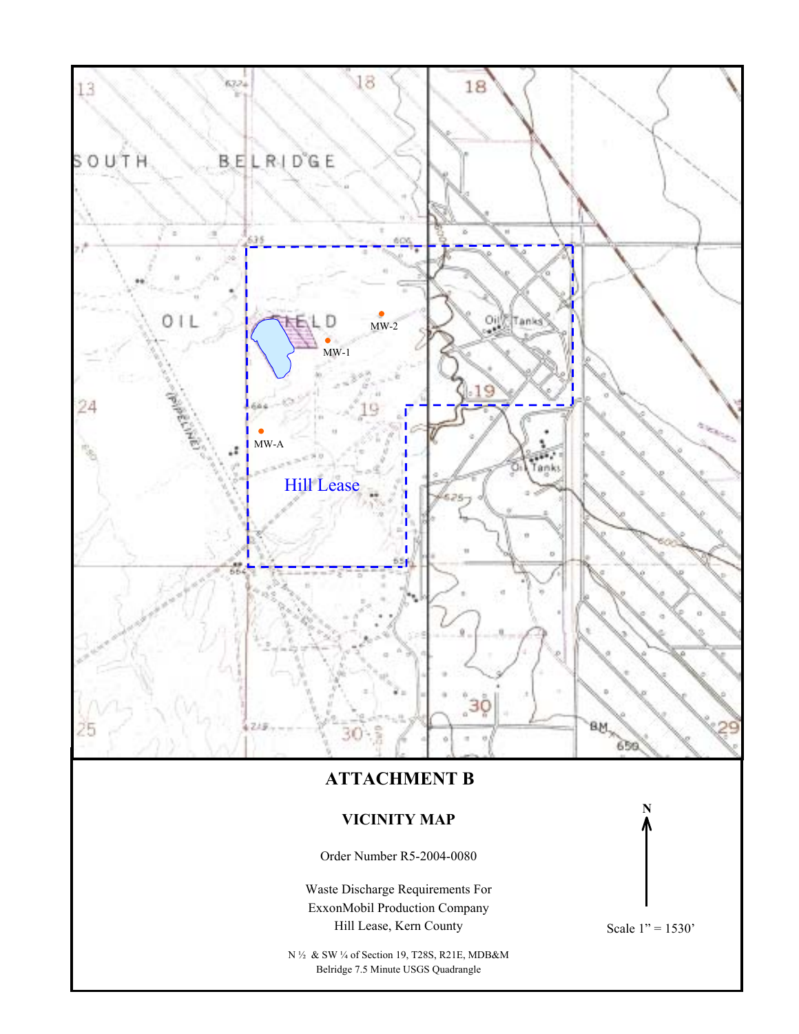13

18

18

SOUTH BELRIDGE

OIL FIELD

MW-2

MW-1

Oil Tanks

24

19

19

(PIPELINE)

MW-A

Hill Lease

Oil Tanks

25

30

30

29

BM

659

# ATTACHMENT B

## VICINITY MAP

Order Number R5-2004-0080

Waste Discharge Requirements For
ExxonMobil Production Company
Hill Lease, Kern County

N ½ & SW ¼ of Section 19, T28S, R21E, MDB&M
Belridge 7.5 Minute USGS Quadrangle

N

Scale 1" = 1530'